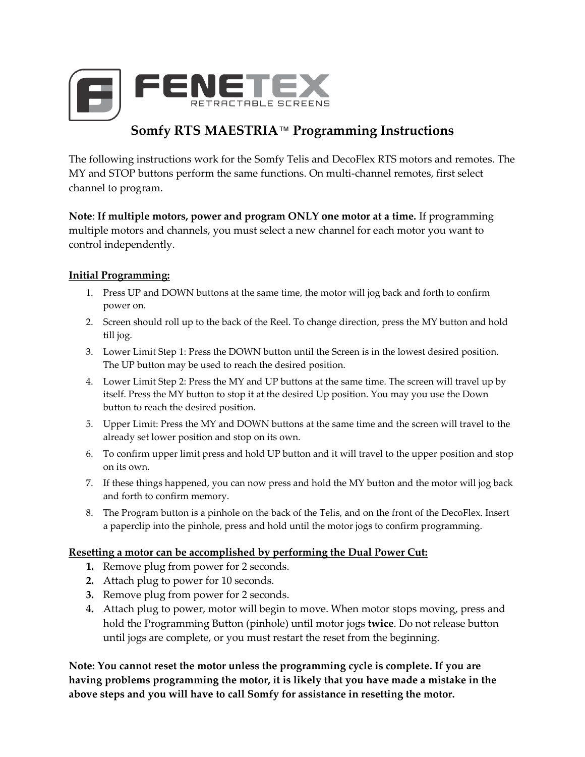FENETEX

RETRACTABLE SCREENS

# Somfy RTS MAESTRIA™ Programming Instructions

The following instructions work for the Somfy Telis and DecoFlex RTS motors and remotes. The MY and STOP buttons perform the same functions. On multi-channel remotes, first select channel to program.

**Note**: **If multiple motors, power and program ONLY one motor at a time.** If programming multiple motors and channels, you must select a new channel for each motor you want to control independently.

**Initial Programming:**

1. Press UP and DOWN buttons at the same time, the motor will jog back and forth to confirm power on.
2. Screen should roll up to the back of the Reel. To change direction, press the MY button and hold till jog.
3. Lower Limit Step 1: Press the DOWN button until the Screen is in the lowest desired position. The UP button may be used to reach the desired position.
4. Lower Limit Step 2: Press the MY and UP buttons at the same time. The screen will travel up by itself. Press the MY button to stop it at the desired Up position. You may you use the Down button to reach the desired position.
5. Upper Limit: Press the MY and DOWN buttons at the same time and the screen will travel to the already set lower position and stop on its own.
6. To confirm upper limit press and hold UP button and it will travel to the upper position and stop on its own.
7. If these things happened, you can now press and hold the MY button and the motor will jog back and forth to confirm memory.
8. The Program button is a pinhole on the back of the Telis, and on the front of the DecoFlex. Insert a paperclip into the pinhole, press and hold until the motor jogs to confirm programming.

**Resetting a motor can be accomplished by performing the Dual Power Cut:**

1. Remove plug from power for 2 seconds.
2. Attach plug to power for 10 seconds.
3. Remove plug from power for 2 seconds.
4. Attach plug to power, motor will begin to move. When motor stops moving, press and hold the Programming Button (pinhole) until motor jogs **twice**. Do not release button until jogs are complete, or you must restart the reset from the beginning.

**Note: You cannot reset the motor unless the programming cycle is complete. If you are having problems programming the motor, it is likely that you have made a mistake in the above steps and you will have to call Somfy for assistance in resetting the motor.**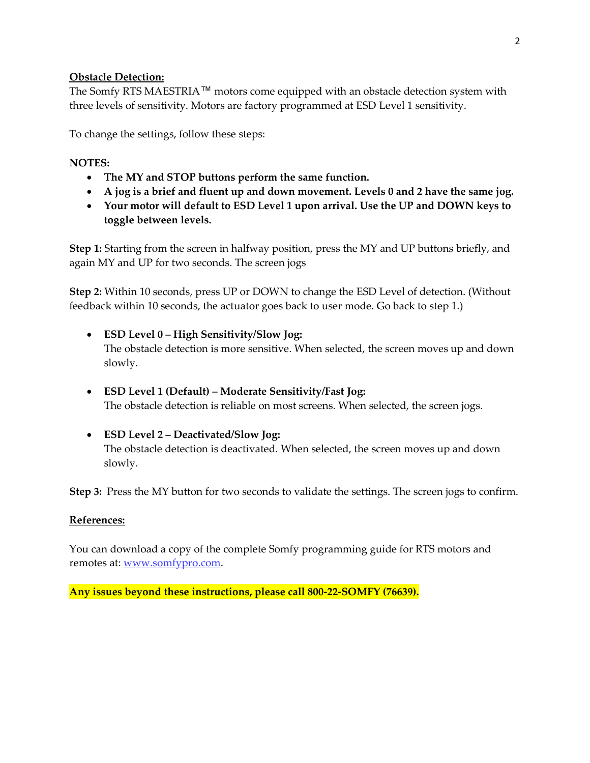**Obstacle Detection:**

The Somfy RTS MAESTRIA™ motors come equipped with an obstacle detection system with three levels of sensitivity. Motors are factory programmed at ESD Level 1 sensitivity.

To change the settings, follow these steps:

**NOTES:**

- **The MY and STOP buttons perform the same function.**
- **A jog is a brief and fluent up and down movement. Levels 0 and 2 have the same jog.**
- **Your motor will default to ESD Level 1 upon arrival. Use the UP and DOWN keys to toggle between levels.**

**Step 1:** Starting from the screen in halfway position, press the MY and UP buttons briefly, and again MY and UP for two seconds. The screen jogs

**Step 2:** Within 10 seconds, press UP or DOWN to change the ESD Level of detection. (Without feedback within 10 seconds, the actuator goes back to user mode. Go back to step 1.)

- **ESD Level 0 – High Sensitivity/Slow Jog:**
  The obstacle detection is more sensitive. When selected, the screen moves up and down slowly.

- **ESD Level 1 (Default) – Moderate Sensitivity/Fast Jog:**
  The obstacle detection is reliable on most screens. When selected, the screen jogs.

- **ESD Level 2 – Deactivated/Slow Jog:**
  The obstacle detection is deactivated. When selected, the screen moves up and down slowly.

**Step 3:** Press the MY button for two seconds to validate the settings. The screen jogs to confirm.

**References:**

You can download a copy of the complete Somfy programming guide for RTS motors and remotes at: [www.somfypro.com](http://www.somfypro.com).

**Any issues beyond these instructions, please call 800-22-SOMFY (76639).**